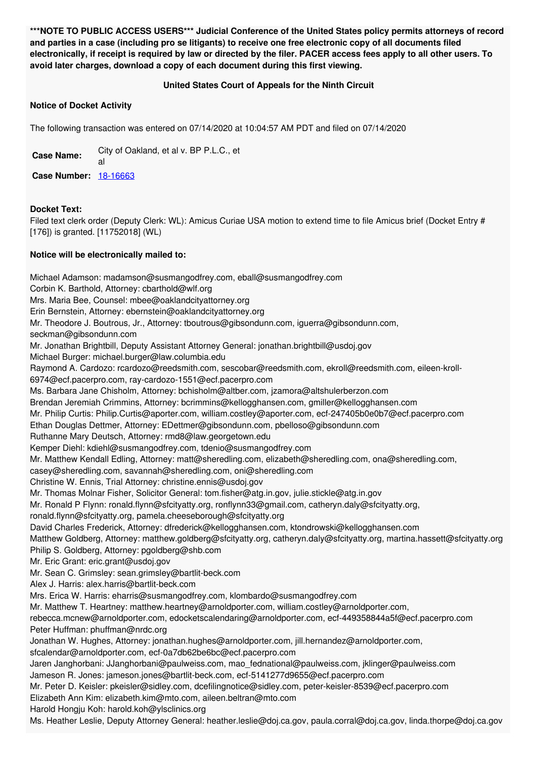**\*\*\*NOTE TO PUBLIC ACCESS USERS\*\*\* Judicial Conference of the United States policy permits attorneys of record and parties in a case (including pro se litigants) to receive one free electronic copy of all documents filed electronically, if receipt is required by law or directed by the filer. PACER access fees apply to all other users. To avoid later charges, download a copy of each document during this first viewing.**

**United States Court of Appeals for the Ninth Circuit**

**Notice of Docket Activity**

The following transaction was entered on 07/14/2020 at 10:04:57 AM PDT and filed on 07/14/2020

| | |
|---|---|
| **Case Name:** | City of Oakland, et al v. BP P.L.C., et al |
| **Case Number:** | 18-16663 |

**Docket Text:**
Filed text clerk order (Deputy Clerk: WL): Amicus Curiae USA motion to extend time to file Amicus brief (Docket Entry # [176]) is granted. [11752018] (WL)

**Notice will be electronically mailed to:**

Michael Adamson: madamson@susmangodfrey.com, eball@susmangodfrey.com
Corbin K. Barthold, Attorney: cbarthold@wlf.org
Mrs. Maria Bee, Counsel: mbee@oaklandcityattorney.org
Erin Bernstein, Attorney: ebernstein@oaklandcityattorney.org
Mr. Theodore J. Boutrous, Jr., Attorney: tboutrous@gibsondunn.com, iguerra@gibsondunn.com, seckman@gibsondunn.com
Mr. Jonathan Brightbill, Deputy Assistant Attorney General: jonathan.brightbill@usdoj.gov
Michael Burger: michael.burger@law.columbia.edu
Raymond A. Cardozo: rcardozo@reedsmith.com, sescobar@reedsmith.com, ekroll@reedsmith.com, eileen-kroll-6974@ecf.pacerpro.com, ray-cardozo-1551@ecf.pacerpro.com
Ms. Barbara Jane Chisholm, Attorney: bchisholm@altber.com, jzamora@altshulerberzon.com
Brendan Jeremiah Crimmins, Attorney: bcrimmins@kellogghansen.com, gmiller@kellogghansen.com
Mr. Philip Curtis: Philip.Curtis@aporter.com, william.costley@aporter.com, ecf-247405b0e0b7@ecf.pacerpro.com
Ethan Douglas Dettmer, Attorney: EDettmer@gibsondunn.com, pbelloso@gibsondunn.com
Ruthanne Mary Deutsch, Attorney: rmd8@law.georgetown.edu
Kemper Diehl: kdiehl@susmangodfrey.com, tdenio@susmangodfrey.com
Mr. Matthew Kendall Edling, Attorney: matt@sheredling.com, elizabeth@sheredling.com, ona@sheredling.com, casey@sheredling.com, savannah@sheredling.com, oni@sheredling.com
Christine W. Ennis, Trial Attorney: christine.ennis@usdoj.gov
Mr. Thomas Molnar Fisher, Solicitor General: tom.fisher@atg.in.gov, julie.stickle@atg.in.gov
Mr. Ronald P Flynn: ronald.flynn@sfcityatty.org, ronflynn33@gmail.com, catheryn.daly@sfcityatty.org, ronald.flynn@sfcityatty.org, pamela.cheeseborough@sfcityatty.org
David Charles Frederick, Attorney: dfrederick@kellogghansen.com, ktondrowski@kellogghansen.com
Matthew Goldberg, Attorney: matthew.goldberg@sfcityatty.org, catheryn.daly@sfcityatty.org, martina.hassett@sfcityatty.org
Philip S. Goldberg, Attorney: pgoldberg@shb.com
Mr. Eric Grant: eric.grant@usdoj.gov
Mr. Sean C. Grimsley: sean.grimsley@bartlit-beck.com
Alex J. Harris: alex.harris@bartlit-beck.com
Mrs. Erica W. Harris: eharris@susmangodfrey.com, klombardo@susmangodfrey.com
Mr. Matthew T. Heartney: matthew.heartney@arnoldporter.com, william.costley@arnoldporter.com, rebecca.mcnew@arnoldporter.com, edocketscalendaring@arnoldporter.com, ecf-449358844a5f@ecf.pacerpro.com
Peter Huffman: phuffman@nrdc.org
Jonathan W. Hughes, Attorney: jonathan.hughes@arnoldporter.com, jill.hernandez@arnoldporter.com, sfcalendar@arnoldporter.com, ecf-0a7db62be6bc@ecf.pacerpro.com
Jaren Janghorbani: JJanghorbani@paulweiss.com, mao_fednational@paulweiss.com, jklinger@paulweiss.com
Jameson R. Jones: jameson.jones@bartlit-beck.com, ecf-5141277d9655@ecf.pacerpro.com
Mr. Peter D. Keisler: pkeisler@sidley.com, dcefilingnotice@sidley.com, peter-keisler-8539@ecf.pacerpro.com
Elizabeth Ann Kim: elizabeth.kim@mto.com, aileen.beltran@mto.com
Harold Hongju Koh: harold.koh@ylsclinics.org
Ms. Heather Leslie, Deputy Attorney General: heather.leslie@doj.ca.gov, paula.corral@doj.ca.gov, linda.thorpe@doj.ca.gov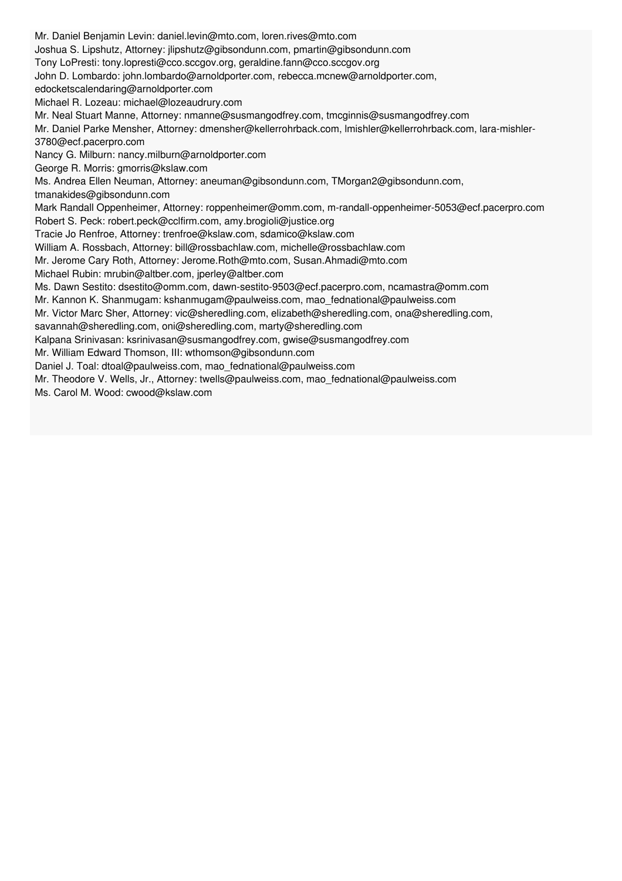Mr. Daniel Benjamin Levin: daniel.levin@mto.com, loren.rives@mto.com
Joshua S. Lipshutz, Attorney: jlipshutz@gibsondunn.com, pmartin@gibsondunn.com
Tony LoPresti: tony.lopresti@cco.sccgov.org, geraldine.fann@cco.sccgov.org
John D. Lombardo: john.lombardo@arnoldporter.com, rebecca.mcnew@arnoldporter.com, edocketscalendaring@arnoldporter.com
Michael R. Lozeau: michael@lozeaudrury.com
Mr. Neal Stuart Manne, Attorney: nmanne@susmangodfrey.com, tmcginnis@susmangodfrey.com
Mr. Daniel Parke Mensher, Attorney: dmensher@kellerrohrback.com, lmishler@kellerrohrback.com, lara-mishler-3780@ecf.pacerpro.com
Nancy G. Milburn: nancy.milburn@arnoldporter.com
George R. Morris: gmorris@kslaw.com
Ms. Andrea Ellen Neuman, Attorney: aneuman@gibsondunn.com, TMorgan2@gibsondunn.com, tmanakides@gibsondunn.com
Mark Randall Oppenheimer, Attorney: roppenheimer@omm.com, m-randall-oppenheimer-5053@ecf.pacerpro.com
Robert S. Peck: robert.peck@cclfirm.com, amy.brogioli@justice.org
Tracie Jo Renfroe, Attorney: trenfroe@kslaw.com, sdamico@kslaw.com
William A. Rossbach, Attorney: bill@rossbachlaw.com, michelle@rossbachlaw.com
Mr. Jerome Cary Roth, Attorney: Jerome.Roth@mto.com, Susan.Ahmadi@mto.com
Michael Rubin: mrubin@altber.com, jperley@altber.com
Ms. Dawn Sestito: dsestito@omm.com, dawn-sestito-9503@ecf.pacerpro.com, ncamastra@omm.com
Mr. Kannon K. Shanmugam: kshanmugam@paulweiss.com, mao_fednational@paulweiss.com
Mr. Victor Marc Sher, Attorney: vic@sheredling.com, elizabeth@sheredling.com, ona@sheredling.com, savannah@sheredling.com, oni@sheredling.com, marty@sheredling.com
Kalpana Srinivasan: ksrinivasan@susmangodfrey.com, gwise@susmangodfrey.com
Mr. William Edward Thomson, III: wthomson@gibsondunn.com
Daniel J. Toal: dtoal@paulweiss.com, mao_fednational@paulweiss.com
Mr. Theodore V. Wells, Jr., Attorney: twells@paulweiss.com, mao_fednational@paulweiss.com
Ms. Carol M. Wood: cwood@kslaw.com